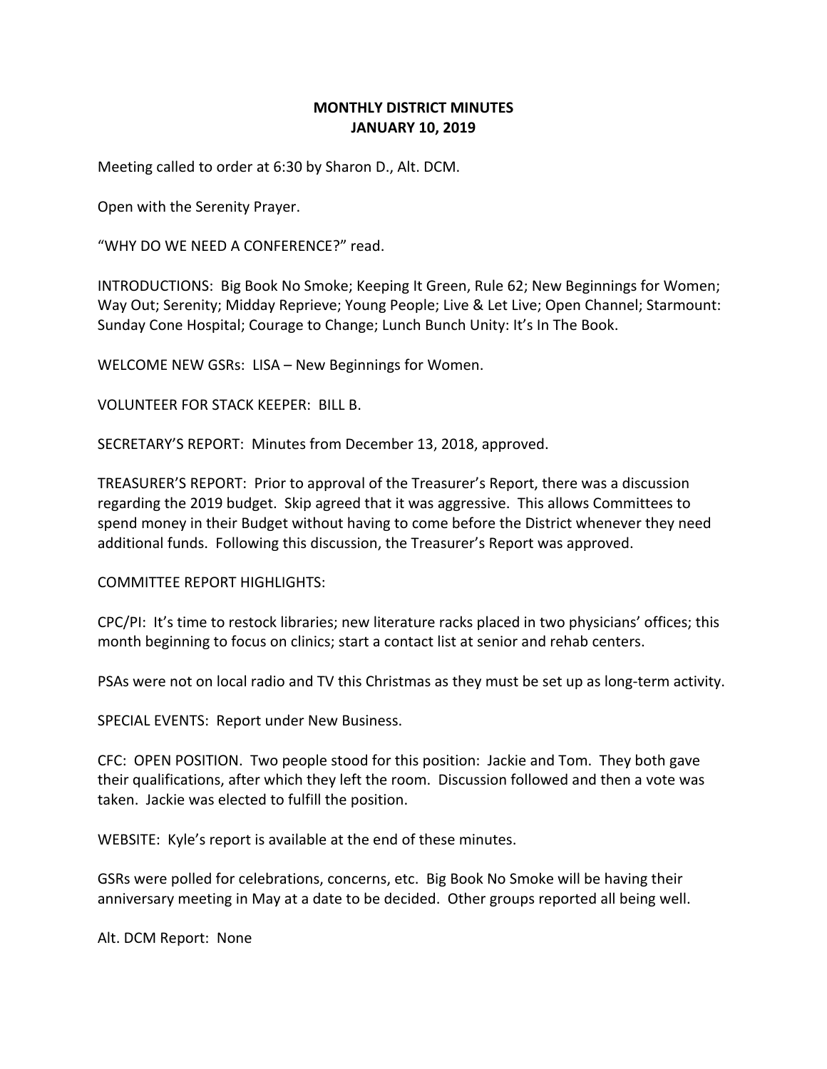# MONTHLY DISTRICT MINUTES
## JANUARY 10, 2019

Meeting called to order at 6:30 by Sharon D., Alt. DCM.

Open with the Serenity Prayer.

"WHY DO WE NEED A CONFERENCE?" read.

INTRODUCTIONS: Big Book No Smoke; Keeping It Green, Rule 62; New Beginnings for Women; Way Out; Serenity; Midday Reprieve; Young People; Live & Let Live; Open Channel; Starmount: Sunday Cone Hospital; Courage to Change; Lunch Bunch Unity: It's In The Book.

WELCOME NEW GSRs: LISA – New Beginnings for Women.

VOLUNTEER FOR STACK KEEPER: BILL B.

SECRETARY'S REPORT: Minutes from December 13, 2018, approved.

TREASURER'S REPORT: Prior to approval of the Treasurer's Report, there was a discussion regarding the 2019 budget. Skip agreed that it was aggressive. This allows Committees to spend money in their Budget without having to come before the District whenever they need additional funds. Following this discussion, the Treasurer's Report was approved.

COMMITTEE REPORT HIGHLIGHTS:

CPC/PI: It's time to restock libraries; new literature racks placed in two physicians' offices; this month beginning to focus on clinics; start a contact list at senior and rehab centers.

PSAs were not on local radio and TV this Christmas as they must be set up as long-term activity.

SPECIAL EVENTS: Report under New Business.

CFC: OPEN POSITION. Two people stood for this position: Jackie and Tom. They both gave their qualifications, after which they left the room. Discussion followed and then a vote was taken. Jackie was elected to fulfill the position.

WEBSITE: Kyle's report is available at the end of these minutes.

GSRs were polled for celebrations, concerns, etc. Big Book No Smoke will be having their anniversary meeting in May at a date to be decided. Other groups reported all being well.

Alt. DCM Report: None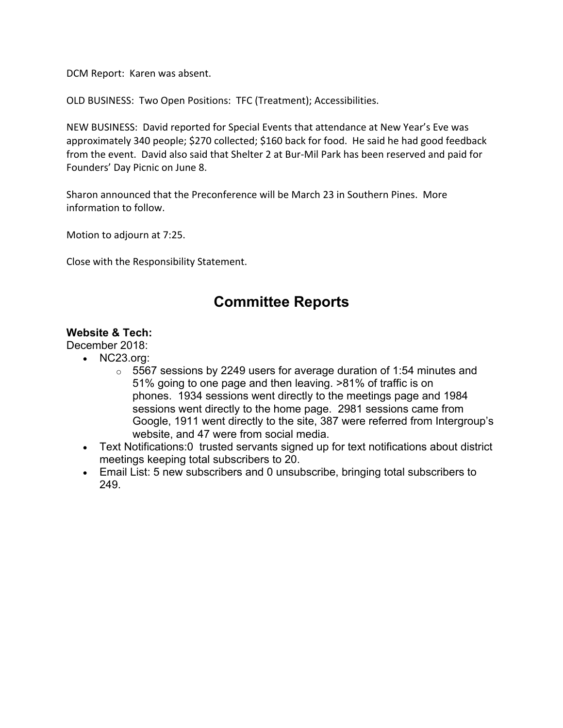DCM Report: Karen was absent.

OLD BUSINESS: Two Open Positions: TFC (Treatment); Accessibilities.

NEW BUSINESS: David reported for Special Events that attendance at New Year's Eve was approximately 340 people; $270 collected; $160 back for food. He said he had good feedback from the event. David also said that Shelter 2 at Bur-Mil Park has been reserved and paid for Founders' Day Picnic on June 8.

Sharon announced that the Preconference will be March 23 in Southern Pines. More information to follow.

Motion to adjourn at 7:25.

Close with the Responsibility Statement.

# Committee Reports

**Website & Tech:**

December 2018:

- NC23.org:
  - 5567 sessions by 2249 users for average duration of 1:54 minutes and 51% going to one page and then leaving. >81% of traffic is on phones. 1934 sessions went directly to the meetings page and 1984 sessions went directly to the home page. 2981 sessions came from Google, 1911 went directly to the site, 387 were referred from Intergroup's website, and 47 were from social media.
- Text Notifications:0 trusted servants signed up for text notifications about district meetings keeping total subscribers to 20.
- Email List: 5 new subscribers and 0 unsubscribe, bringing total subscribers to 249.